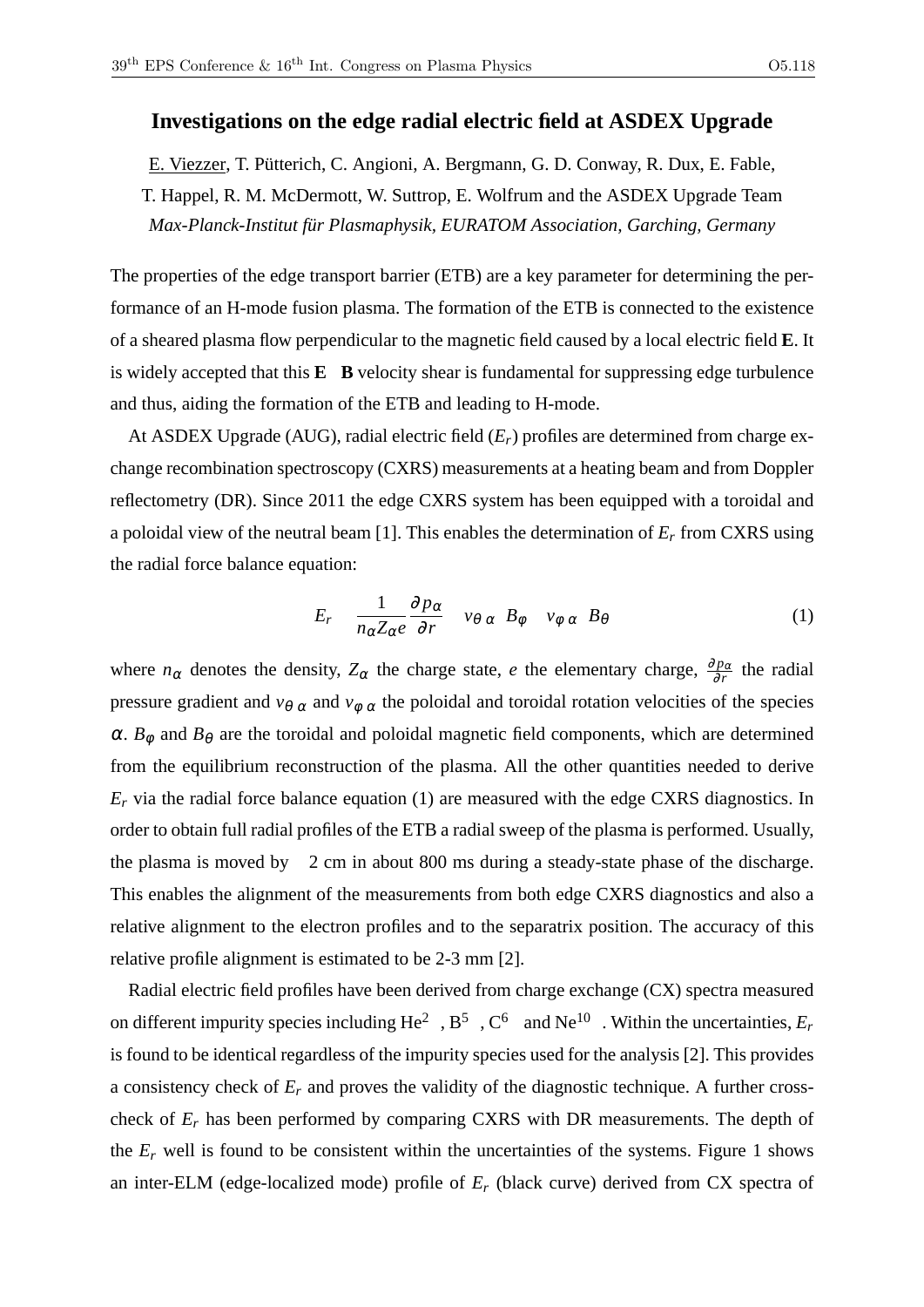# Investigations on the edge radial electric field at ASDEX Upgrade

E. Viezzer, T. Pütterich, C. Angioni, A. Bergmann, G. D. Conway, R. Dux, E. Fable, T. Happel, R. M. McDermott, W. Suttrop, E. Wolfrum and the ASDEX Upgrade Team

*Max-Planck-Institut für Plasmaphysik, EURATOM Association, Garching, Germany*

The properties of the edge transport barrier (ETB) are a key parameter for determining the performance of an H-mode fusion plasma. The formation of the ETB is connected to the existence of a sheared plasma flow perpendicular to the magnetic field caused by a local electric field **E**. It is widely accepted that this **E** × **B** velocity shear is fundamental for suppressing edge turbulence and thus, aiding the formation of the ETB and leading to H-mode.

At ASDEX Upgrade (AUG), radial electric field ($E_r$) profiles are determined from charge exchange recombination spectroscopy (CXRS) measurements at a heating beam and from Doppler reflectometry (DR). Since 2011 the edge CXRS system has been equipped with a toroidal and a poloidal view of the neutral beam [1]. This enables the determination of $E_r$ from CXRS using the radial force balance equation:

$$E_r = \frac{1}{n_\alpha Z_\alpha e}\frac{\partial p_\alpha}{\partial r} - v_{\theta,\alpha} B_\varphi + v_{\varphi,\alpha} B_\theta \tag{1}$$

where $n_\alpha$ denotes the density, $Z_\alpha$ the charge state, $e$ the elementary charge, $\frac{\partial p_\alpha}{\partial r}$ the radial pressure gradient and $v_{\theta,\alpha}$ and $v_{\varphi,\alpha}$ the poloidal and toroidal rotation velocities of the species $\alpha$. $B_\varphi$ and $B_\theta$ are the toroidal and poloidal magnetic field components, which are determined from the equilibrium reconstruction of the plasma. All the other quantities needed to derive $E_r$ via the radial force balance equation (1) are measured with the edge CXRS diagnostics. In order to obtain full radial profiles of the ETB a radial sweep of the plasma is performed. Usually, the plasma is moved by ~2 cm in about 800 ms during a steady-state phase of the discharge. This enables the alignment of the measurements from both edge CXRS diagnostics and also a relative alignment to the electron profiles and to the separatrix position. The accuracy of this relative profile alignment is estimated to be 2-3 mm [2].

Radial electric field profiles have been derived from charge exchange (CX) spectra measured on different impurity species including $He^{2+}$, $B^{5+}$, $C^{6+}$ and $Ne^{10+}$. Within the uncertainties, $E_r$ is found to be identical regardless of the impurity species used for the analysis [2]. This provides a consistency check of $E_r$ and proves the validity of the diagnostic technique. A further cross-check of $E_r$ has been performed by comparing CXRS with DR measurements. The depth of the $E_r$ well is found to be consistent within the uncertainties of the systems. Figure 1 shows an inter-ELM (edge-localized mode) profile of $E_r$ (black curve) derived from CX spectra of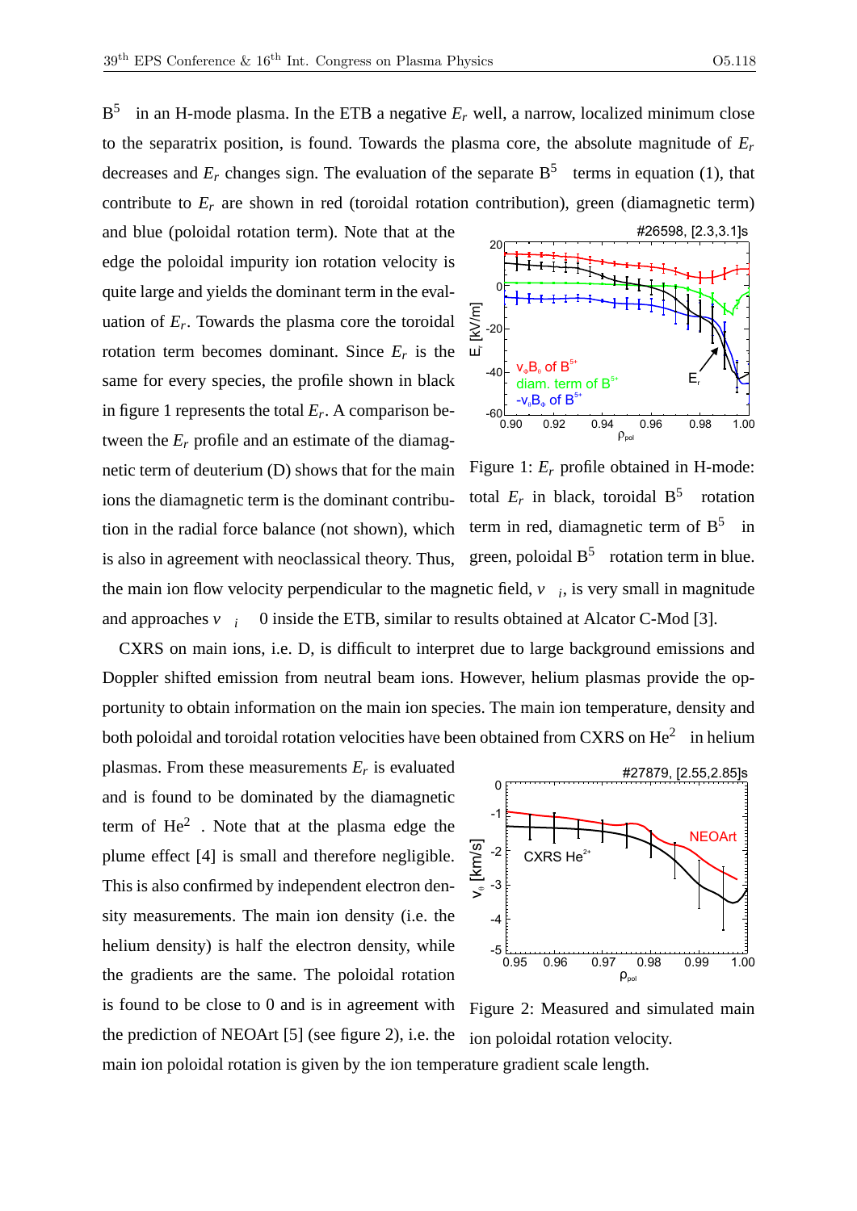$B^{5+}$ in an H-mode plasma. In the ETB a negative $E_r$ well, a narrow, localized minimum close to the separatrix position, is found. Towards the plasma core, the absolute magnitude of $E_r$ decreases and $E_r$ changes sign. The evaluation of the separate $B^{5+}$ terms in equation (1), that contribute to $E_r$ are shown in red (toroidal rotation contribution), green (diamagnetic term) and blue (poloidal rotation term). Note that at the edge the poloidal impurity ion rotation velocity is quite large and yields the dominant term in the evaluation of $E_r$. Towards the plasma core the toroidal rotation term becomes dominant. Since $E_r$ is the same for every species, the profile shown in black in figure 1 represents the total $E_r$. A comparison between the $E_r$ profile and an estimate of the diamagnetic term of deuterium (D) shows that for the main ions the diamagnetic term is the dominant contribution in the radial force balance (not shown), which is also in agreement with neoclassical theory. Thus, the main ion flow velocity perpendicular to the magnetic field, $v_{\perp i}$, is very small in magnitude and approaches $v_{\perp i} \approx 0$ inside the ETB, similar to results obtained at Alcator C-Mod [3].

Figure 1: $E_r$ profile obtained in H-mode: total $E_r$ in black, toroidal $B^{5+}$ rotation term in red, diamagnetic term of $B^{5+}$ in green, poloidal $B^{5+}$ rotation term in blue.

CXRS on main ions, i.e. D, is difficult to interpret due to large background emissions and Doppler shifted emission from neutral beam ions. However, helium plasmas provide the opportunity to obtain information on the main ion species. The main ion temperature, density and both poloidal and toroidal rotation velocities have been obtained from CXRS on $He^{2+}$ in helium plasmas. From these measurements $E_r$ is evaluated and is found to be dominated by the diamagnetic term of $He^{2+}$. Note that at the plasma edge the plume effect [4] is small and therefore negligible. This is also confirmed by independent electron density measurements. The main ion density (i.e. the helium density) is half the electron density, while the gradients are the same. The poloidal rotation is found to be close to 0 and is in agreement with the prediction of NEOArt [5] (see figure 2), i.e. the main ion poloidal rotation is given by the ion temperature gradient scale length.

Figure 2: Measured and simulated main ion poloidal rotation velocity.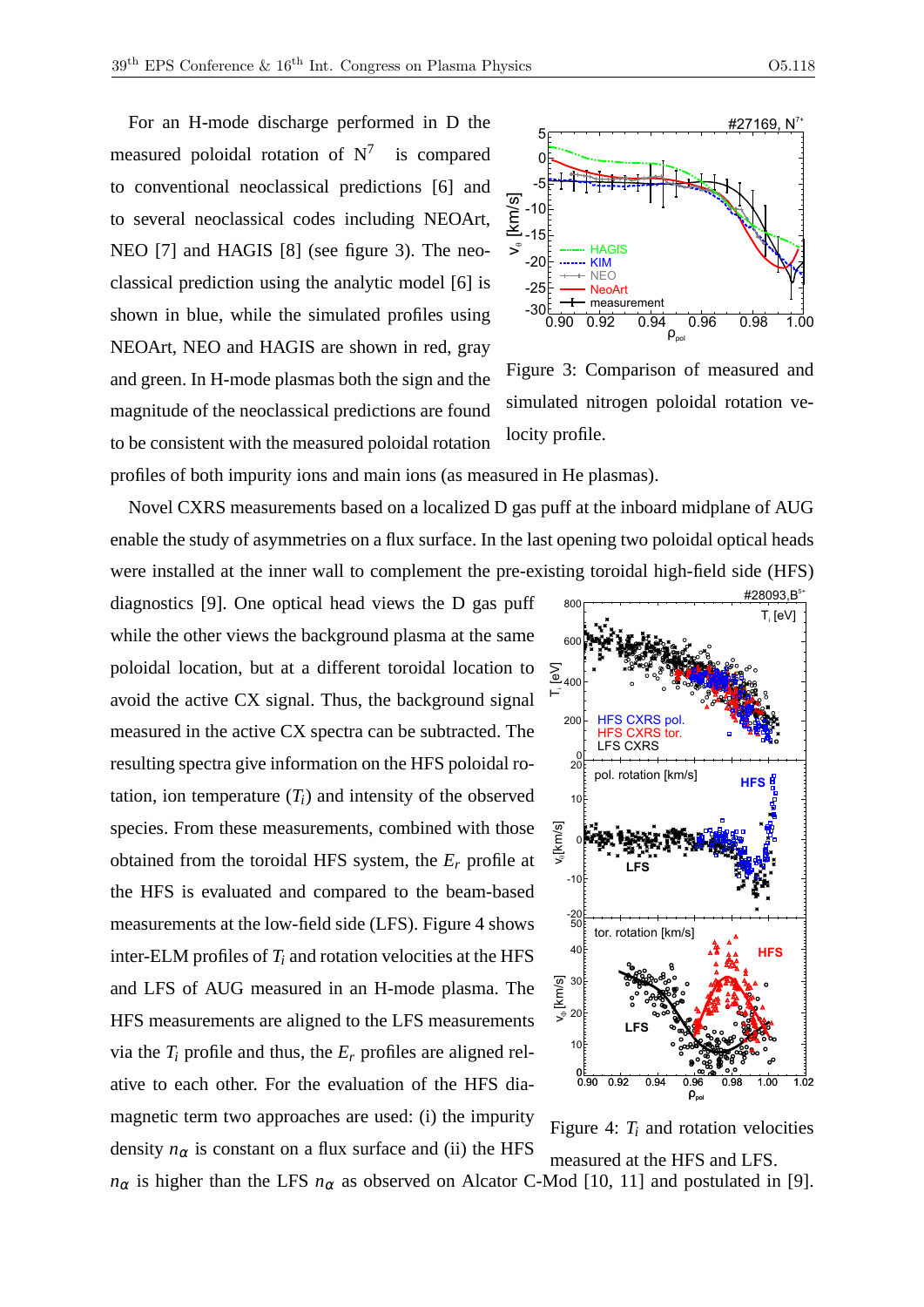For an H-mode discharge performed in D the measured poloidal rotation of $N^7$ is compared to conventional neoclassical predictions [6] and to several neoclassical codes including NEOArt, NEO [7] and HAGIS [8] (see figure 3). The neoclassical prediction using the analytic model [6] is shown in blue, while the simulated profiles using NEOArt, NEO and HAGIS are shown in red, gray and green. In H-mode plasmas both the sign and the magnitude of the neoclassical predictions are found to be consistent with the measured poloidal rotation profiles of both impurity ions and main ions (as measured in He plasmas).

Figure 3: Comparison of measured and simulated nitrogen poloidal rotation velocity profile.

Novel CXRS measurements based on a localized D gas puff at the inboard midplane of AUG enable the study of asymmetries on a flux surface. In the last opening two poloidal optical heads were installed at the inner wall to complement the pre-existing toroidal high-field side (HFS) diagnostics [9]. One optical head views the D gas puff while the other views the background plasma at the same poloidal location, but at a different toroidal location to avoid the active CX signal. Thus, the background signal measured in the active CX spectra can be subtracted. The resulting spectra give information on the HFS poloidal rotation, ion temperature ($T_i$) and intensity of the observed species. From these measurements, combined with those obtained from the toroidal HFS system, the $E_r$ profile at the HFS is evaluated and compared to the beam-based measurements at the low-field side (LFS). Figure 4 shows inter-ELM profiles of $T_i$ and rotation velocities at the HFS and LFS of AUG measured in an H-mode plasma. The HFS measurements are aligned to the LFS measurements via the $T_i$ profile and thus, the $E_r$ profiles are aligned relative to each other. For the evaluation of the HFS diamagnetic term two approaches are used: (i) the impurity density $n_\alpha$ is constant on a flux surface and (ii) the HFS $n_\alpha$ is higher than the LFS $n_\alpha$ as observed on Alcator C-Mod [10, 11] and postulated in [9].

Figure 4: $T_i$ and rotation velocities measured at the HFS and LFS.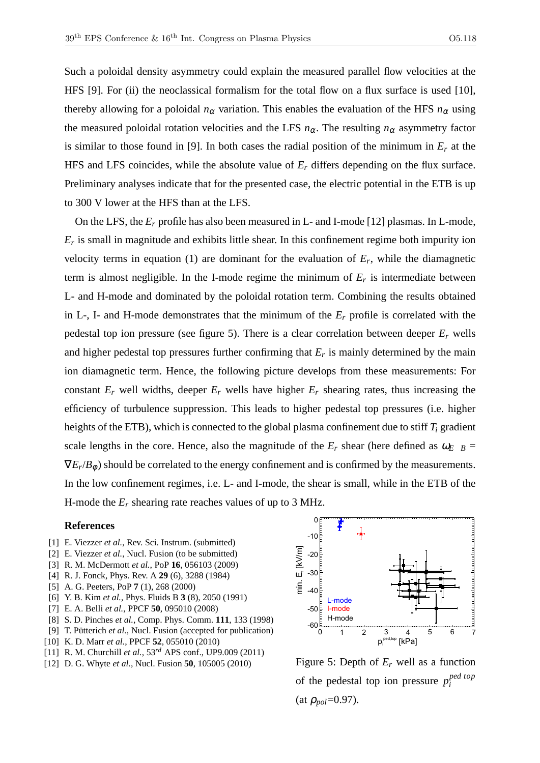Such a poloidal density asymmetry could explain the measured parallel flow velocities at the HFS [9]. For (ii) the neoclassical formalism for the total flow on a flux surface is used [10], thereby allowing for a poloidal $n_\alpha$ variation. This enables the evaluation of the HFS $n_\alpha$ using the measured poloidal rotation velocities and the LFS $n_\alpha$. The resulting $n_\alpha$ asymmetry factor is similar to those found in [9]. In both cases the radial position of the minimum in $E_r$ at the HFS and LFS coincides, while the absolute value of $E_r$ differs depending on the flux surface. Preliminary analyses indicate that for the presented case, the electric potential in the ETB is up to 300 V lower at the HFS than at the LFS.

On the LFS, the $E_r$ profile has also been measured in L- and I-mode [12] plasmas. In L-mode, $E_r$ is small in magnitude and exhibits little shear. In this confinement regime both impurity ion velocity terms in equation (1) are dominant for the evaluation of $E_r$, while the diamagnetic term is almost negligible. In the I-mode regime the minimum of $E_r$ is intermediate between L- and H-mode and dominated by the poloidal rotation term. Combining the results obtained in L-, I- and H-mode demonstrates that the minimum of the $E_r$ profile is correlated with the pedestal top ion pressure (see figure 5). There is a clear correlation between deeper $E_r$ wells and higher pedestal top pressures further confirming that $E_r$ is mainly determined by the main ion diamagnetic term. Hence, the following picture develops from these measurements: For constant $E_r$ well widths, deeper $E_r$ wells have higher $E_r$ shearing rates, thus increasing the efficiency of turbulence suppression. This leads to higher pedestal top pressures (i.e. higher heights of the ETB), which is connected to the global plasma confinement due to stiff $T_i$ gradient scale lengths in the core. Hence, also the magnitude of the $E_r$ shear (here defined as $\omega_{E \times B} = \nabla E_r / B_\varphi$) should be correlated to the energy confinement and is confirmed by the measurements. In the low confinement regimes, i.e. L- and I-mode, the shear is small, while in the ETB of the H-mode the $E_r$ shearing rate reaches values of up to 3 MHz.

## References

[1] E. Viezzer *et al.*, Rev. Sci. Instrum. (submitted)
[2] E. Viezzer *et al.*, Nucl. Fusion (to be submitted)
[3] R. M. McDermott *et al.*, PoP **16**, 056103 (2009)
[4] R. J. Fonck, Phys. Rev. A **29** (6), 3288 (1984)
[5] A. G. Peeters, PoP **7** (1), 268 (2000)
[6] Y. B. Kim *et al.*, Phys. Fluids B **3** (8), 2050 (1991)
[7] E. A. Belli *et al.*, PPCF **50**, 095010 (2008)
[8] S. D. Pinches *et al.*, Comp. Phys. Comm. **111**, 133 (1998)
[9] T. Pütterich *et al.*, Nucl. Fusion (accepted for publication)
[10] K. D. Marr *et al.*, PPCF **52**, 055010 (2010)
[11] R. M. Churchill *et al.*, 53$^{rd}$ APS conf., UP9.009 (2011)
[12] D. G. Whyte *et al.*, Nucl. Fusion **50**, 105005 (2010)

min. $E_r$ [kV/m]
0
-10
-20
-30
-40
-50
-60
0 1 2 3 4 5 6 7
$p_i^{ped,top}$ [kPa]
L-mode
I-mode
H-mode

Figure 5: Depth of $E_r$ well as a function of the pedestal top ion pressure $p_i^{ped\ top}$ (at $\rho_{pol}$=0.97).